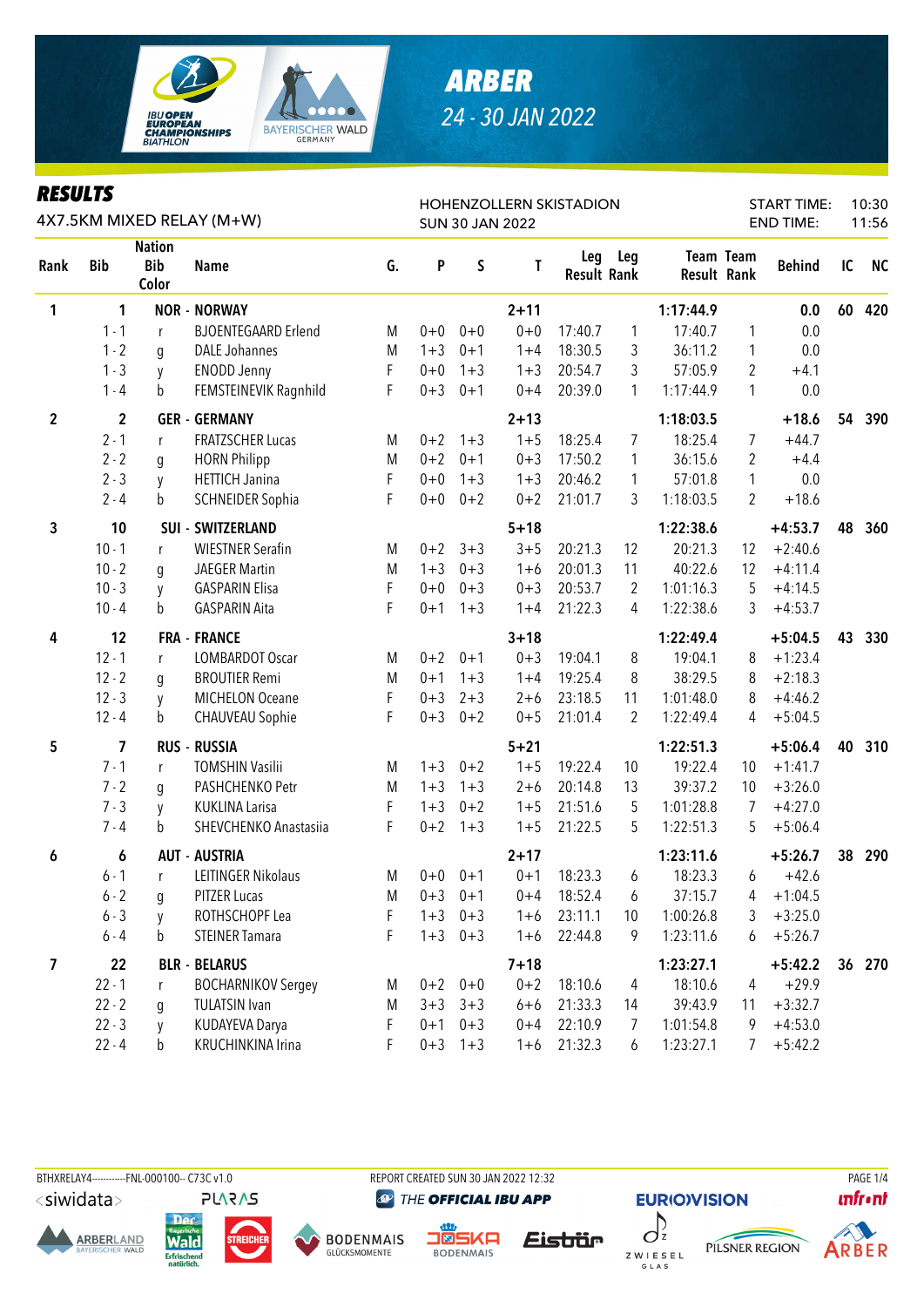# ARBER

## 24 - 30 JAN 2022

IBU OPEN EUROPEAN CHAMPIONSHIPS BIATHLON

## RESULTS

4X7.5KM MIXED RELAY (M+W)

HOHENZOLLERN SKISTADION
SUN 30 JAN 2022

START TIME: 10:30
END TIME: 11:56

| Rank | Bib | Nation Bib Color | Name | G. | P | S | T | Leg Result | Leg Rank | Team Result | Team Rank | Behind | IC | NC |
|---|---|---|---|---|---|---|---|---|---|---|---|---|---|---|
| 1 | 1 | | NOR - NORWAY | | | | 2+11 | | | 1:17:44.9 | | 0.0 | 60 | 420 |
| | 1 - 1 | r | BJOENTEGAARD Erlend | M | 0+0 | 0+0 | 0+0 | 17:40.7 | 1 | 17:40.7 | 1 | 0.0 | | |
| | 1 - 2 | g | DALE Johannes | M | 1+3 | 0+1 | 1+4 | 18:30.5 | 3 | 36:11.2 | 1 | 0.0 | | |
| | 1 - 3 | y | ENODD Jenny | F | 0+0 | 1+3 | 1+3 | 20:54.7 | 3 | 57:05.9 | 2 | +4.1 | | |
| | 1 - 4 | b | FEMSTEINEVIK Ragnhild | F | 0+3 | 0+1 | 0+4 | 20:39.0 | 1 | 1:17:44.9 | 1 | 0.0 | | |
| 2 | 2 | | GER - GERMANY | | | | 2+13 | | | 1:18:03.5 | | +18.6 | 54 | 390 |
| | 2 - 1 | r | FRATZSCHER Lucas | M | 0+2 | 1+3 | 1+5 | 18:25.4 | 7 | 18:25.4 | 7 | +44.7 | | |
| | 2 - 2 | g | HORN Philipp | M | 0+2 | 0+1 | 0+3 | 17:50.2 | 1 | 36:15.6 | 2 | +4.4 | | |
| | 2 - 3 | y | HETTICH Janina | F | 0+0 | 1+3 | 1+3 | 20:46.2 | 1 | 57:01.8 | 1 | 0.0 | | |
| | 2 - 4 | b | SCHNEIDER Sophia | F | 0+0 | 0+2 | 0+2 | 21:01.7 | 3 | 1:18:03.5 | 2 | +18.6 | | |
| 3 | 10 | | SUI - SWITZERLAND | | | | 5+18 | | | 1:22:38.6 | | +4:53.7 | 48 | 360 |
| | 10 - 1 | r | WIESTNER Serafin | M | 0+2 | 3+3 | 3+5 | 20:21.3 | 12 | 20:21.3 | 12 | +2:40.6 | | |
| | 10 - 2 | g | JAEGER Martin | M | 1+3 | 0+3 | 1+6 | 20:01.3 | 11 | 40:22.6 | 12 | +4:11.4 | | |
| | 10 - 3 | y | GASPARIN Elisa | F | 0+0 | 0+3 | 0+3 | 20:53.7 | 2 | 1:01:16.3 | 5 | +4:14.5 | | |
| | 10 - 4 | b | GASPARIN Aita | F | 0+1 | 1+3 | 1+4 | 21:22.3 | 4 | 1:22:38.6 | 3 | +4:53.7 | | |
| 4 | 12 | | FRA - FRANCE | | | | 3+18 | | | 1:22:49.4 | | +5:04.5 | 43 | 330 |
| | 12 - 1 | r | LOMBARDOT Oscar | M | 0+2 | 0+1 | 0+3 | 19:04.1 | 8 | 19:04.1 | 8 | +1:23.4 | | |
| | 12 - 2 | g | BROUTIER Remi | M | 0+1 | 1+3 | 1+4 | 19:25.4 | 8 | 38:29.5 | 8 | +2:18.3 | | |
| | 12 - 3 | y | MICHELON Oceane | F | 0+3 | 2+3 | 2+6 | 23:18.5 | 11 | 1:01:48.0 | 8 | +4:46.2 | | |
| | 12 - 4 | b | CHAUVEAU Sophie | F | 0+3 | 0+2 | 0+5 | 21:01.4 | 2 | 1:22:49.4 | 4 | +5:04.5 | | |
| 5 | 7 | | RUS - RUSSIA | | | | 5+21 | | | 1:22:51.3 | | +5:06.4 | 40 | 310 |
| | 7 - 1 | r | TOMSHIN Vasilii | M | 1+3 | 0+2 | 1+5 | 19:22.4 | 10 | 19:22.4 | 10 | +1:41.7 | | |
| | 7 - 2 | g | PASHCHENKO Petr | M | 1+3 | 1+3 | 2+6 | 20:14.8 | 13 | 39:37.2 | 10 | +3:26.0 | | |
| | 7 - 3 | y | KUKLINA Larisa | F | 1+3 | 0+2 | 1+5 | 21:51.6 | 5 | 1:01:28.8 | 7 | +4:27.0 | | |
| | 7 - 4 | b | SHEVCHENKO Anastasiia | F | 0+2 | 1+3 | 1+5 | 21:22.5 | 5 | 1:22:51.3 | 5 | +5:06.4 | | |
| 6 | 6 | | AUT - AUSTRIA | | | | 2+17 | | | 1:23:11.6 | | +5:26.7 | 38 | 290 |
| | 6 - 1 | r | LEITINGER Nikolaus | M | 0+0 | 0+1 | 0+1 | 18:23.3 | 6 | 18:23.3 | 6 | +42.6 | | |
| | 6 - 2 | g | PITZER Lucas | M | 0+3 | 0+1 | 0+4 | 18:52.4 | 6 | 37:15.7 | 4 | +1:04.5 | | |
| | 6 - 3 | y | ROTHSCHOPF Lea | F | 1+3 | 0+3 | 1+6 | 23:11.1 | 10 | 1:00:26.8 | 3 | +3:25.0 | | |
| | 6 - 4 | b | STEINER Tamara | F | 1+3 | 0+3 | 1+6 | 22:44.8 | 9 | 1:23:11.6 | 6 | +5:26.7 | | |
| 7 | 22 | | BLR - BELARUS | | | | 7+18 | | | 1:23:27.1 | | +5:42.2 | 36 | 270 |
| | 22 - 1 | r | BOCHARNIKOV Sergey | M | 0+2 | 0+0 | 0+2 | 18:10.6 | 4 | 18:10.6 | 4 | +29.9 | | |
| | 22 - 2 | g | TULATSIN Ivan | M | 3+3 | 3+3 | 6+6 | 21:33.3 | 14 | 39:43.9 | 11 | +3:32.7 | | |
| | 22 - 3 | y | KUDAYEVA Darya | F | 0+1 | 0+3 | 0+4 | 22:10.9 | 7 | 1:01:54.8 | 9 | +4:53.0 | | |
| | 22 - 4 | b | KRUCHINKINA Irina | F | 0+3 | 1+3 | 1+6 | 21:32.3 | 6 | 1:23:27.1 | 7 | +5:42.2 | | |

BTHXRELAY4-----------FNL-000100-- C73C v1.0 REPORT CREATED SUN 30 JAN 2022 12:32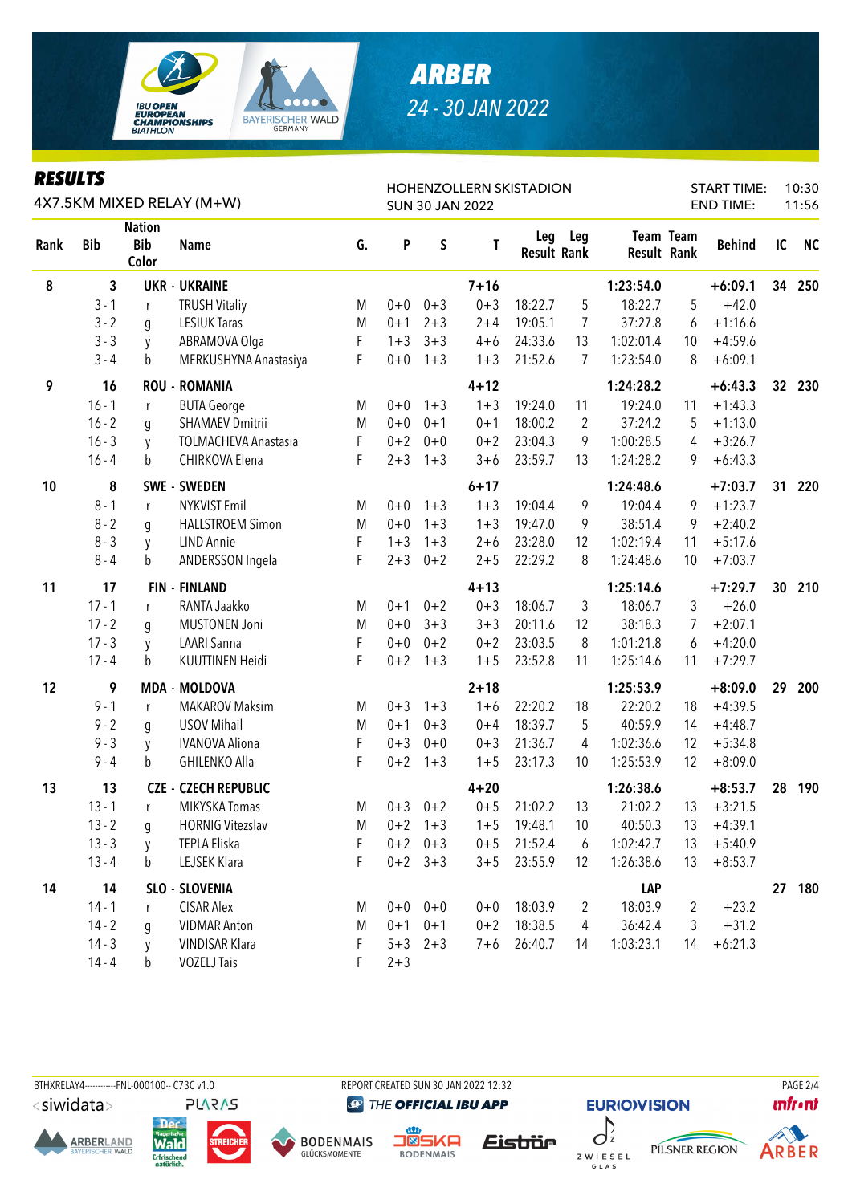# ARBER

24 - 30 JAN 2022

## RESULTS

4X7.5KM MIXED RELAY (M+W)

HOHENZOLLERN SKISTADION
SUN 30 JAN 2022

START TIME: 10:30
END TIME: 11:56

| Rank | Bib | Nation Bib Color | Name | G. | P | S | T | Leg Result | Leg Rank | Team Result | Team Rank | Behind | IC | NC |
|---|---|---|---|---|---|---|---|---|---|---|---|---|---|---|
| 8 | 3 | | UKR - UKRAINE | | | | 7+16 | | | 1:23:54.0 | | +6:09.1 | 34 | 250 |
| | 3 - 1 | r | TRUSH Vitaliy | M | 0+0 | 0+3 | 0+3 | 18:22.7 | 5 | 18:22.7 | 5 | +42.0 | | |
| | 3 - 2 | g | LESIUK Taras | M | 0+1 | 2+3 | 2+4 | 19:05.1 | 7 | 37:27.8 | 6 | +1:16.6 | | |
| | 3 - 3 | y | ABRAMOVA Olga | F | 1+3 | 3+3 | 4+6 | 24:33.6 | 13 | 1:02:01.4 | 10 | +4:59.6 | | |
| | 3 - 4 | b | MERKUSHYNA Anastasiya | F | 0+0 | 1+3 | 1+3 | 21:52.6 | 7 | 1:23:54.0 | 8 | +6:09.1 | | |
| 9 | 16 | | ROU - ROMANIA | | | | 4+12 | | | 1:24:28.2 | | +6:43.3 | 32 | 230 |
| | 16 - 1 | r | BUTA George | M | 0+0 | 1+3 | 1+3 | 19:24.0 | 11 | 19:24.0 | 11 | +1:43.3 | | |
| | 16 - 2 | g | SHAMAEV Dmitrii | M | 0+0 | 0+1 | 0+1 | 18:00.2 | 2 | 37:24.2 | 5 | +1:13.0 | | |
| | 16 - 3 | y | TOLMACHEVA Anastasia | F | 0+2 | 0+0 | 0+2 | 23:04.3 | 9 | 1:00:28.5 | 4 | +3:26.7 | | |
| | 16 - 4 | b | CHIRKOVA Elena | F | 2+3 | 1+3 | 3+6 | 23:59.7 | 13 | 1:24:28.2 | 9 | +6:43.3 | | |
| 10 | 8 | | SWE - SWEDEN | | | | 6+17 | | | 1:24:48.6 | | +7:03.7 | 31 | 220 |
| | 8 - 1 | r | NYKVIST Emil | M | 0+0 | 1+3 | 1+3 | 19:04.4 | 9 | 19:04.4 | 9 | +1:23.7 | | |
| | 8 - 2 | g | HALLSTROEM Simon | M | 0+0 | 1+3 | 1+3 | 19:47.0 | 9 | 38:51.4 | 9 | +2:40.2 | | |
| | 8 - 3 | y | LIND Annie | F | 1+3 | 1+3 | 2+6 | 23:28.0 | 12 | 1:02:19.4 | 11 | +5:17.6 | | |
| | 8 - 4 | b | ANDERSSON Ingela | F | 2+3 | 0+2 | 2+5 | 22:29.2 | 8 | 1:24:48.6 | 10 | +7:03.7 | | |
| 11 | 17 | | FIN - FINLAND | | | | 4+13 | | | 1:25:14.6 | | +7:29.7 | 30 | 210 |
| | 17 - 1 | r | RANTA Jaakko | M | 0+1 | 0+2 | 0+3 | 18:06.7 | 3 | 18:06.7 | 3 | +26.0 | | |
| | 17 - 2 | g | MUSTONEN Joni | M | 0+0 | 3+3 | 3+3 | 20:11.6 | 12 | 38:18.3 | 7 | +2:07.1 | | |
| | 17 - 3 | y | LAARI Sanna | F | 0+0 | 0+2 | 0+2 | 23:03.5 | 8 | 1:01:21.8 | 6 | +4:20.0 | | |
| | 17 - 4 | b | KUUTTINEN Heidi | F | 0+2 | 1+3 | 1+5 | 23:52.8 | 11 | 1:25:14.6 | 11 | +7:29.7 | | |
| 12 | 9 | | MDA - MOLDOVA | | | | 2+18 | | | 1:25:53.9 | | +8:09.0 | 29 | 200 |
| | 9 - 1 | r | MAKAROV Maksim | M | 0+3 | 1+3 | 1+6 | 22:20.2 | 18 | 22:20.2 | 18 | +4:39.5 | | |
| | 9 - 2 | g | USOV Mihail | M | 0+1 | 0+3 | 0+4 | 18:39.7 | 5 | 40:59.9 | 14 | +4:48.7 | | |
| | 9 - 3 | y | IVANOVA Aliona | F | 0+3 | 0+0 | 0+3 | 21:36.7 | 4 | 1:02:36.6 | 12 | +5:34.8 | | |
| | 9 - 4 | b | GHILENKO Alla | F | 0+2 | 1+3 | 1+5 | 23:17.3 | 10 | 1:25:53.9 | 12 | +8:09.0 | | |
| 13 | 13 | | CZE - CZECH REPUBLIC | | | | 4+20 | | | 1:26:38.6 | | +8:53.7 | 28 | 190 |
| | 13 - 1 | r | MIKYSKA Tomas | M | 0+3 | 0+2 | 0+5 | 21:02.2 | 13 | 21:02.2 | 13 | +3:21.5 | | |
| | 13 - 2 | g | HORNIG Vitezslav | M | 0+2 | 1+3 | 1+5 | 19:48.1 | 10 | 40:50.3 | 13 | +4:39.1 | | |
| | 13 - 3 | y | TEPLA Eliska | F | 0+2 | 0+3 | 0+5 | 21:52.4 | 6 | 1:02:42.7 | 13 | +5:40.9 | | |
| | 13 - 4 | b | LEJSEK Klara | F | 0+2 | 3+3 | 3+5 | 23:55.9 | 12 | 1:26:38.6 | 13 | +8:53.7 | | |
| 14 | 14 | | SLO - SLOVENIA | | | | | | | LAP | | | 27 | 180 |
| | 14 - 1 | r | CISAR Alex | M | 0+0 | 0+0 | 0+0 | 18:03.9 | 2 | 18:03.9 | 2 | +23.2 | | |
| | 14 - 2 | g | VIDMAR Anton | M | 0+1 | 0+1 | 0+2 | 18:38.5 | 4 | 36:42.4 | 3 | +31.2 | | |
| | 14 - 3 | y | VINDISAR Klara | F | 5+3 | 2+3 | 7+6 | 26:40.7 | 14 | 1:03:23.1 | 14 | +6:21.3 | | |
| | 14 - 4 | b | VOZELJ Tais | F | 2+3 | | | | | | | | | |

BTHXRELAY4-----------FNL-000100-- C73C v1.0 REPORT CREATED SUN 30 JAN 2022 12:32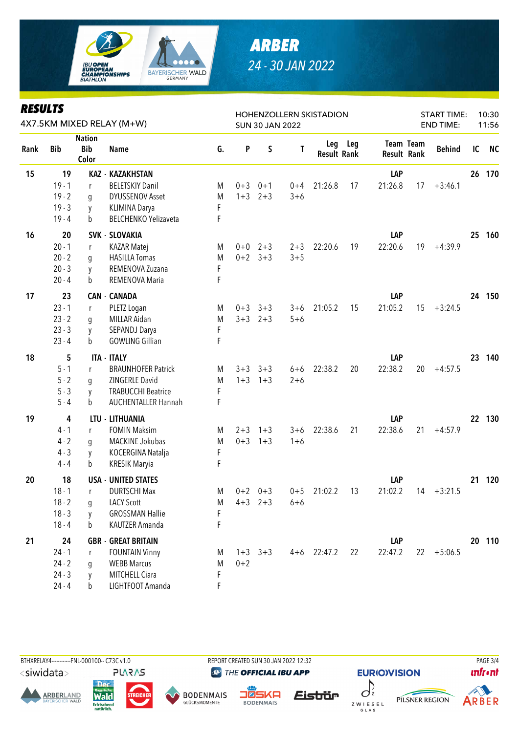# ARBER

24 - 30 JAN 2022

## RESULTS

4X7.5KM MIXED RELAY (M+W)

HOHENZOLLERN SKISTADION
SUN 30 JAN 2022

START TIME: 10:30
END TIME: 11:56

| Rank | Bib | Nation Bib Color | Name | G. | P | S | T | Leg Result | Leg Rank | Team Result | Team Rank | Behind | IC | NC |
|---|---|---|---|---|---|---|---|---|---|---|---|---|---|---|
| 15 | 19 | | KAZ - KAZAKHSTAN | | | | | | | LAP | | | 26 | 170 |
| | 19 - 1 | r | BELETSKIY Danil | M | 0+3 | 0+1 | 0+4 | 21:26.8 | 17 | 21:26.8 | 17 | +3:46.1 | | |
| | 19 - 2 | g | DYUSSENOV Asset | M | 1+3 | 2+3 | 3+6 | | | | | | | |
| | 19 - 3 | y | KLIMINA Darya | F | | | | | | | | | | |
| | 19 - 4 | b | BELCHENKO Yelizaveta | F | | | | | | | | | | |
| 16 | 20 | | SVK - SLOVAKIA | | | | | | | LAP | | | 25 | 160 |
| | 20 - 1 | r | KAZAR Matej | M | 0+0 | 2+3 | 2+3 | 22:20.6 | 19 | 22:20.6 | 19 | +4:39.9 | | |
| | 20 - 2 | g | HASILLA Tomas | M | 0+2 | 3+3 | 3+5 | | | | | | | |
| | 20 - 3 | y | REMENOVA Zuzana | F | | | | | | | | | | |
| | 20 - 4 | b | REMENOVA Maria | F | | | | | | | | | | |
| 17 | 23 | | CAN - CANADA | | | | | | | LAP | | | 24 | 150 |
| | 23 - 1 | r | PLETZ Logan | M | 0+3 | 3+3 | 3+6 | 21:05.2 | 15 | 21:05.2 | 15 | +3:24.5 | | |
| | 23 - 2 | g | MILLAR Aidan | M | 3+3 | 2+3 | 5+6 | | | | | | | |
| | 23 - 3 | y | SEPANDJ Darya | F | | | | | | | | | | |
| | 23 - 4 | b | GOWLING Gillian | F | | | | | | | | | | |
| 18 | 5 | | ITA - ITALY | | | | | | | LAP | | | 23 | 140 |
| | 5 - 1 | r | BRAUNHOFER Patrick | M | 3+3 | 3+3 | 6+6 | 22:38.2 | 20 | 22:38.2 | 20 | +4:57.5 | | |
| | 5 - 2 | g | ZINGERLE David | M | 1+3 | 1+3 | 2+6 | | | | | | | |
| | 5 - 3 | y | TRABUCCHI Beatrice | F | | | | | | | | | | |
| | 5 - 4 | b | AUCHENTALLER Hannah | F | | | | | | | | | | |
| 19 | 4 | | LTU - LITHUANIA | | | | | | | LAP | | | 22 | 130 |
| | 4 - 1 | r | FOMIN Maksim | M | 2+3 | 1+3 | 3+6 | 22:38.6 | 21 | 22:38.6 | 21 | +4:57.9 | | |
| | 4 - 2 | g | MACKINE Jokubas | M | 0+3 | 1+3 | 1+6 | | | | | | | |
| | 4 - 3 | y | KOCERGINA Natalja | F | | | | | | | | | | |
| | 4 - 4 | b | KRESIK Maryia | F | | | | | | | | | | |
| 20 | 18 | | USA - UNITED STATES | | | | | | | LAP | | | 21 | 120 |
| | 18 - 1 | r | DURTSCHI Max | M | 0+2 | 0+3 | 0+5 | 21:02.2 | 13 | 21:02.2 | 14 | +3:21.5 | | |
| | 18 - 2 | g | LACY Scott | M | 4+3 | 2+3 | 6+6 | | | | | | | |
| | 18 - 3 | y | GROSSMAN Hallie | F | | | | | | | | | | |
| | 18 - 4 | b | KAUTZER Amanda | F | | | | | | | | | | |
| 21 | 24 | | GBR - GREAT BRITAIN | | | | | | | LAP | | | 20 | 110 |
| | 24 - 1 | r | FOUNTAIN Vinny | M | 1+3 | 3+3 | 4+6 | 22:47.2 | 22 | 22:47.2 | 22 | +5:06.5 | | |
| | 24 - 2 | g | WEBB Marcus | M | 0+2 | | | | | | | | | |
| | 24 - 3 | y | MITCHELL Ciara | F | | | | | | | | | | |
| | 24 - 4 | b | LIGHTFOOT Amanda | F | | | | | | | | | | |

BTHXRELAY4------------FNL-000100-- C73C v1.0 REPORT CREATED SUN 30 JAN 2022 12:32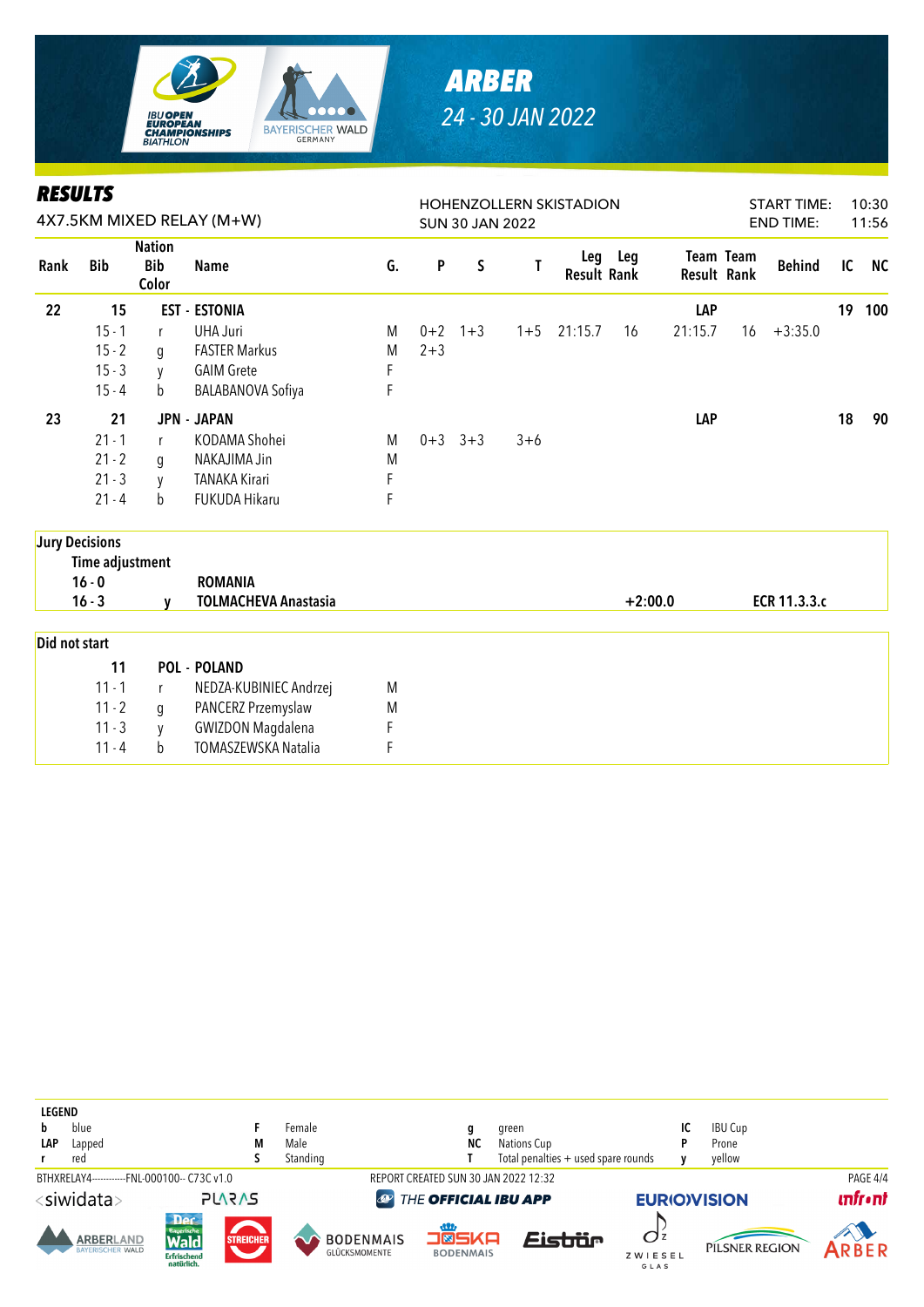# ARBER

24 - 30 JAN 2022

## RESULTS

4X7.5KM MIXED RELAY (M+W)

HOHENZOLLERN SKISTADION
SUN 30 JAN 2022

START TIME: 10:30
END TIME: 11:56

| Rank | Bib | Nation Bib Color | Name | G. | P | S | T | Leg Result | Leg Rank | Team Result | Team Rank | Behind | IC | NC |
|---|---|---|---|---|---|---|---|---|---|---|---|---|---|---|
| 22 | 15 | | EST - ESTONIA | | | | | | | LAP | | | 19 | 100 |
| | 15 - 1 | r | UHA Juri | M | 0+2 | 1+3 | 1+5 | 21:15.7 | 16 | 21:15.7 | 16 | +3:35.0 | | |
| | 15 - 2 | g | FASTER Markus | M | 2+3 | | | | | | | | | |
| | 15 - 3 | y | GAIM Grete | F | | | | | | | | | | |
| | 15 - 4 | b | BALABANOVA Sofiya | F | | | | | | | | | | |
| 23 | 21 | | JPN - JAPAN | | | | | | | LAP | | | 18 | 90 |
| | 21 - 1 | r | KODAMA Shohei | M | 0+3 | 3+3 | 3+6 | | | | | | | |
| | 21 - 2 | g | NAKAJIMA Jin | M | | | | | | | | | | |
| | 21 - 3 | y | TANAKA Kirari | F | | | | | | | | | | |
| | 21 - 4 | b | FUKUDA Hikaru | F | | | | | | | | | | |

**Jury Decisions**

Time adjustment

| | | | | |
|---|---|---|---|---|
| 16 - 0 | | ROMANIA | | |
| 16 - 3 | y | TOLMACHEVA Anastasia | +2:00.0 | ECR 11.3.3.c |

**Did not start**

| | | | |
|---|---|---|---|
| 11 | | POL - POLAND | |
| 11 - 1 | r | NEDZA-KUBINIEC Andrzej | M |
| 11 - 2 | g | PANCERZ Przemyslaw | M |
| 11 - 3 | y | GWIZDON Magdalena | F |
| 11 - 4 | b | TOMASZEWSKA Natalia | F |

LEGEND

| | | | | | | | |
|---|---|---|---|---|---|---|---|
| b | blue | F | Female | g | green | IC | IBU Cup |
| LAP | Lapped | M | Male | NC | Nations Cup | P | Prone |
| r | red | S | Standing | T | Total penalties + used spare rounds | y | yellow |

BTHXRELAY4-----------FNL-000100-- C73C v1.0

REPORT CREATED SUN 30 JAN 2022 12:32